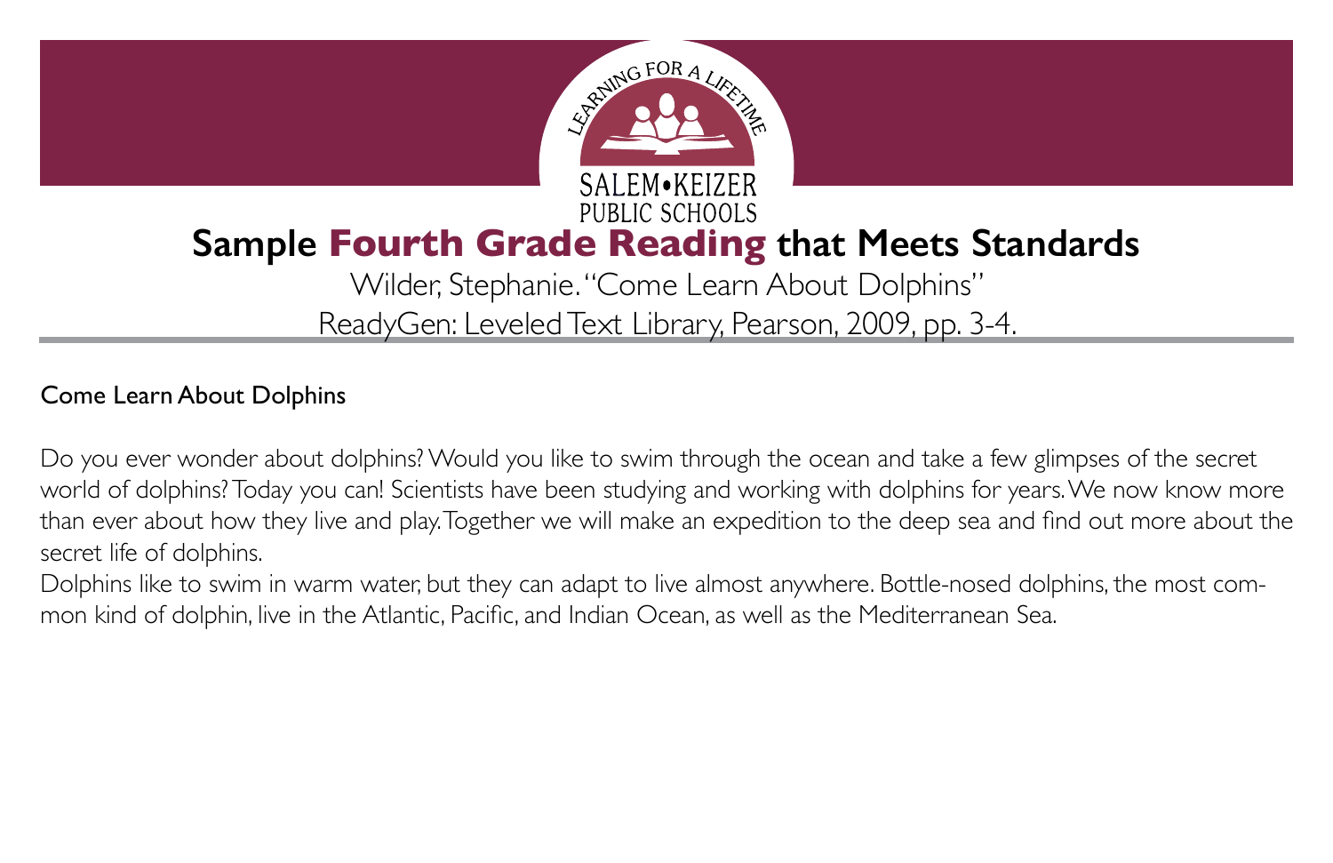LEARNING FOR A LIFETIME

SALEM•KEIZER PUBLIC SCHOOLS

# Sample Fourth Grade Reading that Meets Standards

Wilder, Stephanie. "Come Learn About Dolphins"
ReadyGen: Leveled Text Library, Pearson, 2009, pp. 3-4.

## Come Learn About Dolphins

Do you ever wonder about dolphins? Would you like to swim through the ocean and take a few glimpses of the secret world of dolphins? Today you can! Scientists have been studying and working with dolphins for years. We now know more than ever about how they live and play. Together we will make an expedition to the deep sea and find out more about the secret life of dolphins.

Dolphins like to swim in warm water, but they can adapt to live almost anywhere. Bottle-nosed dolphins, the most common kind of dolphin, live in the Atlantic, Pacific, and Indian Ocean, as well as the Mediterranean Sea.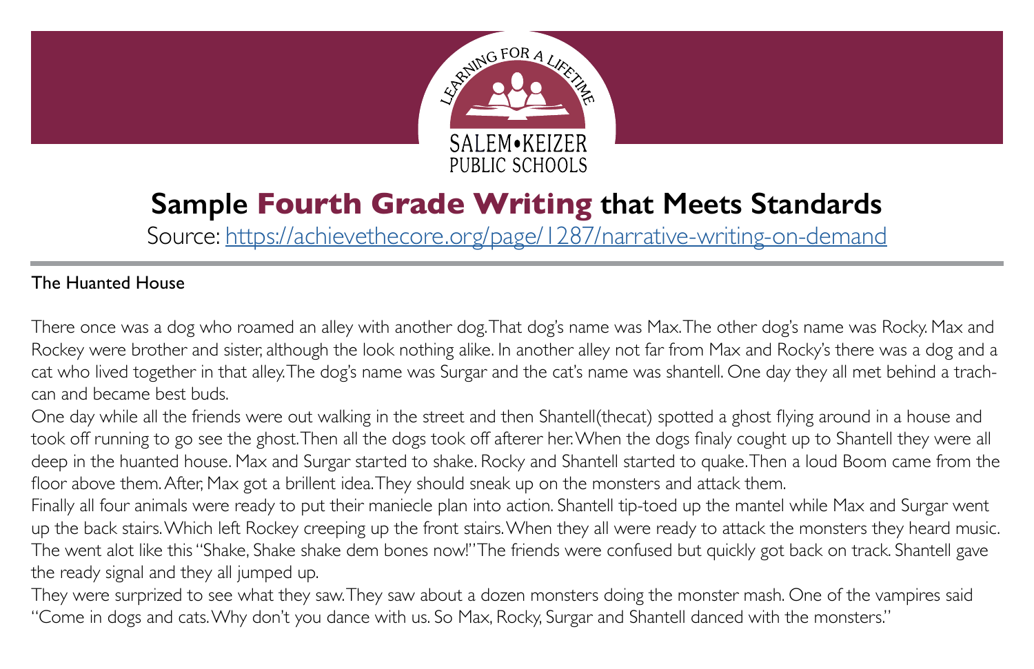LEARNING FOR A LIFETIME

SALEM•KEIZER PUBLIC SCHOOLS

# Sample **Fourth Grade Writing** that Meets Standards

Source: https://achievethecore.org/page/1287/narrative-writing-on-demand

---

## The Huanted House

There once was a dog who roamed an alley with another dog. That dog's name was Max. The other dog's name was Rocky. Max and Rockey were brother and sister, although the look nothing alike. In another alley not far from Max and Rocky's there was a dog and a cat who lived together in that alley. The dog's name was Surgar and the cat's name was shantell. One day they all met behind a trach-can and became best buds.

One day while all the friends were out walking in the street and then Shantell(thecat) spotted a ghost flying around in a house and took off running to go see the ghost. Then all the dogs took off afterer her. When the dogs finaly cought up to Shantell they were all deep in the huanted house. Max and Surgar started to shake. Rocky and Shantell started to quake. Then a loud Boom came from the floor above them. After, Max got a brillent idea. They should sneak up on the monsters and attack them.

Finally all four animals were ready to put their maniecle plan into action. Shantell tip-toed up the mantel while Max and Surgar went up the back stairs. Which left Rockey creeping up the front stairs. When they all were ready to attack the monsters they heard music. The went alot like this "Shake, Shake shake dem bones now!" The friends were confused but quickly got back on track. Shantell gave the ready signal and they all jumped up.

They were surprized to see what they saw. They saw about a dozen monsters doing the monster mash. One of the vampires said "Come in dogs and cats. Why don't you dance with us. So Max, Rocky, Surgar and Shantell danced with the monsters."